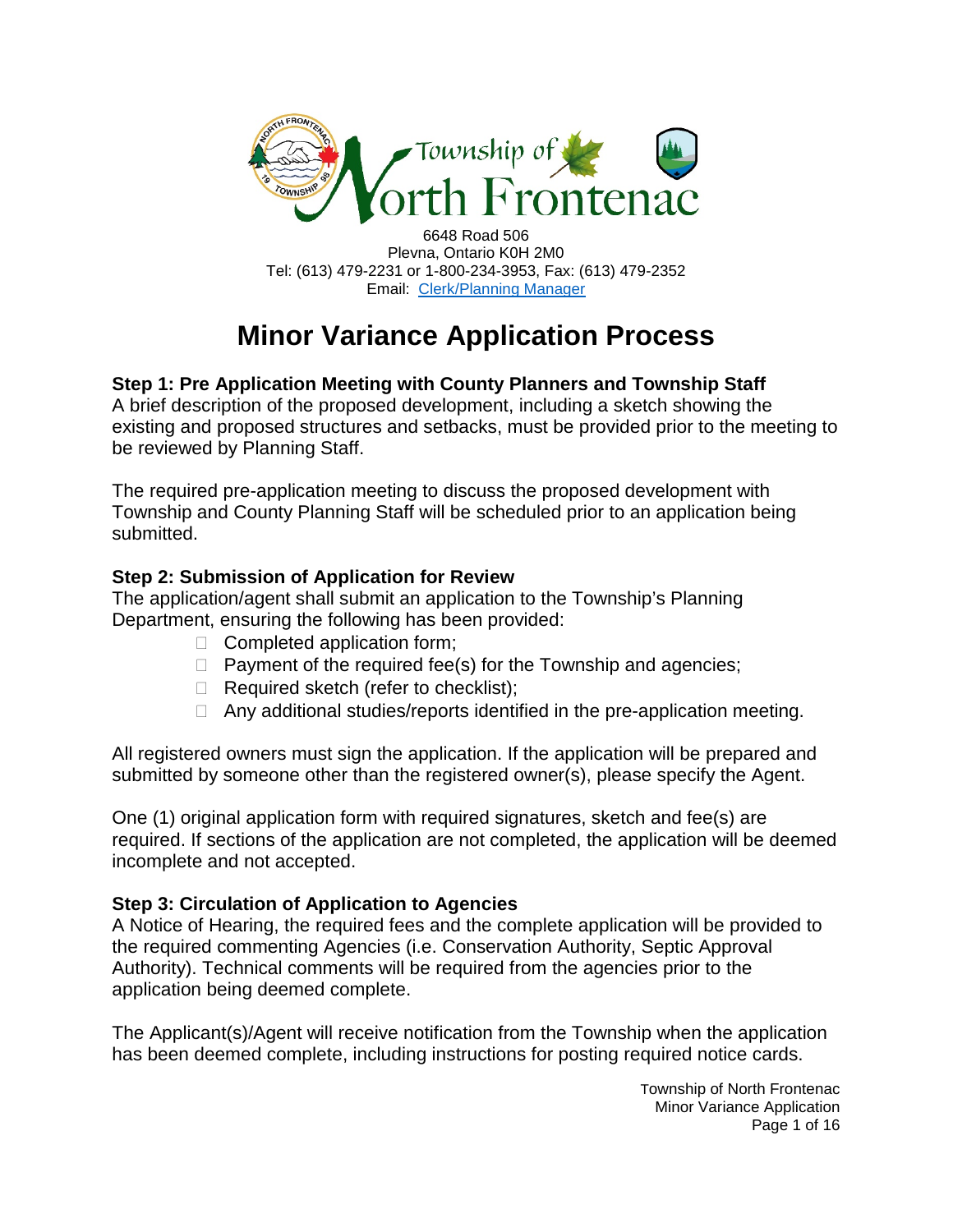Township of North Frontenac

6648 Road 506
Plevna, Ontario K0H 2M0
Tel: (613) 479-2231 or 1-800-234-3953, Fax: (613) 479-2352
Email: Clerk/Planning Manager

# Minor Variance Application Process

### Step 1: Pre Application Meeting with County Planners and Township Staff

A brief description of the proposed development, including a sketch showing the existing and proposed structures and setbacks, must be provided prior to the meeting to be reviewed by Planning Staff.

The required pre-application meeting to discuss the proposed development with Township and County Planning Staff will be scheduled prior to an application being submitted.

### Step 2: Submission of Application for Review

The application/agent shall submit an application to the Township's Planning Department, ensuring the following has been provided:

- ☐ Completed application form;
- ☐ Payment of the required fee(s) for the Township and agencies;
- ☐ Required sketch (refer to checklist);
- ☐ Any additional studies/reports identified in the pre-application meeting.

All registered owners must sign the application. If the application will be prepared and submitted by someone other than the registered owner(s), please specify the Agent.

One (1) original application form with required signatures, sketch and fee(s) are required. If sections of the application are not completed, the application will be deemed incomplete and not accepted.

### Step 3: Circulation of Application to Agencies

A Notice of Hearing, the required fees and the complete application will be provided to the required commenting Agencies (i.e. Conservation Authority, Septic Approval Authority). Technical comments will be required from the agencies prior to the application being deemed complete.

The Applicant(s)/Agent will receive notification from the Township when the application has been deemed complete, including instructions for posting required notice cards.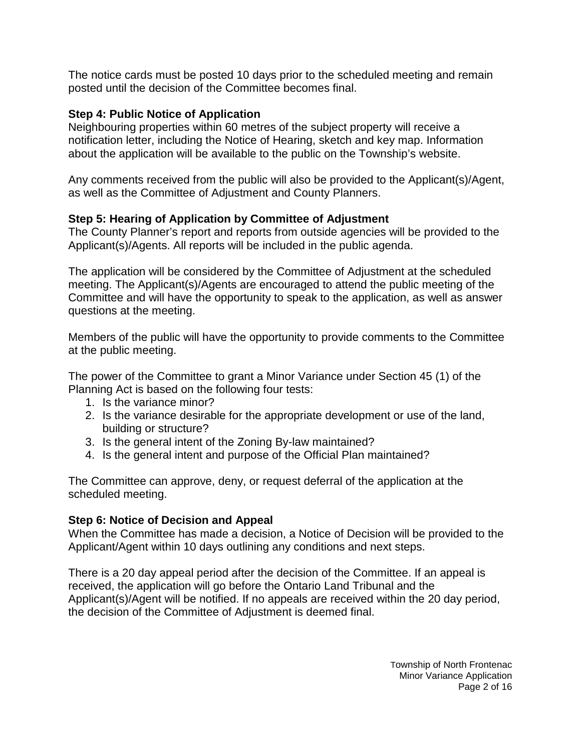The notice cards must be posted 10 days prior to the scheduled meeting and remain posted until the decision of the Committee becomes final.

**Step 4: Public Notice of Application**
Neighbouring properties within 60 metres of the subject property will receive a notification letter, including the Notice of Hearing, sketch and key map. Information about the application will be available to the public on the Township's website.

Any comments received from the public will also be provided to the Applicant(s)/Agent, as well as the Committee of Adjustment and County Planners.

**Step 5: Hearing of Application by Committee of Adjustment**
The County Planner's report and reports from outside agencies will be provided to the Applicant(s)/Agents. All reports will be included in the public agenda.

The application will be considered by the Committee of Adjustment at the scheduled meeting. The Applicant(s)/Agents are encouraged to attend the public meeting of the Committee and will have the opportunity to speak to the application, as well as answer questions at the meeting.

Members of the public will have the opportunity to provide comments to the Committee at the public meeting.

The power of the Committee to grant a Minor Variance under Section 45 (1) of the Planning Act is based on the following four tests:

1. Is the variance minor?
2. Is the variance desirable for the appropriate development or use of the land, building or structure?
3. Is the general intent of the Zoning By-law maintained?
4. Is the general intent and purpose of the Official Plan maintained?

The Committee can approve, deny, or request deferral of the application at the scheduled meeting.

**Step 6: Notice of Decision and Appeal**
When the Committee has made a decision, a Notice of Decision will be provided to the Applicant/Agent within 10 days outlining any conditions and next steps.

There is a 20 day appeal period after the decision of the Committee. If an appeal is received, the application will go before the Ontario Land Tribunal and the Applicant(s)/Agent will be notified. If no appeals are received within the 20 day period, the decision of the Committee of Adjustment is deemed final.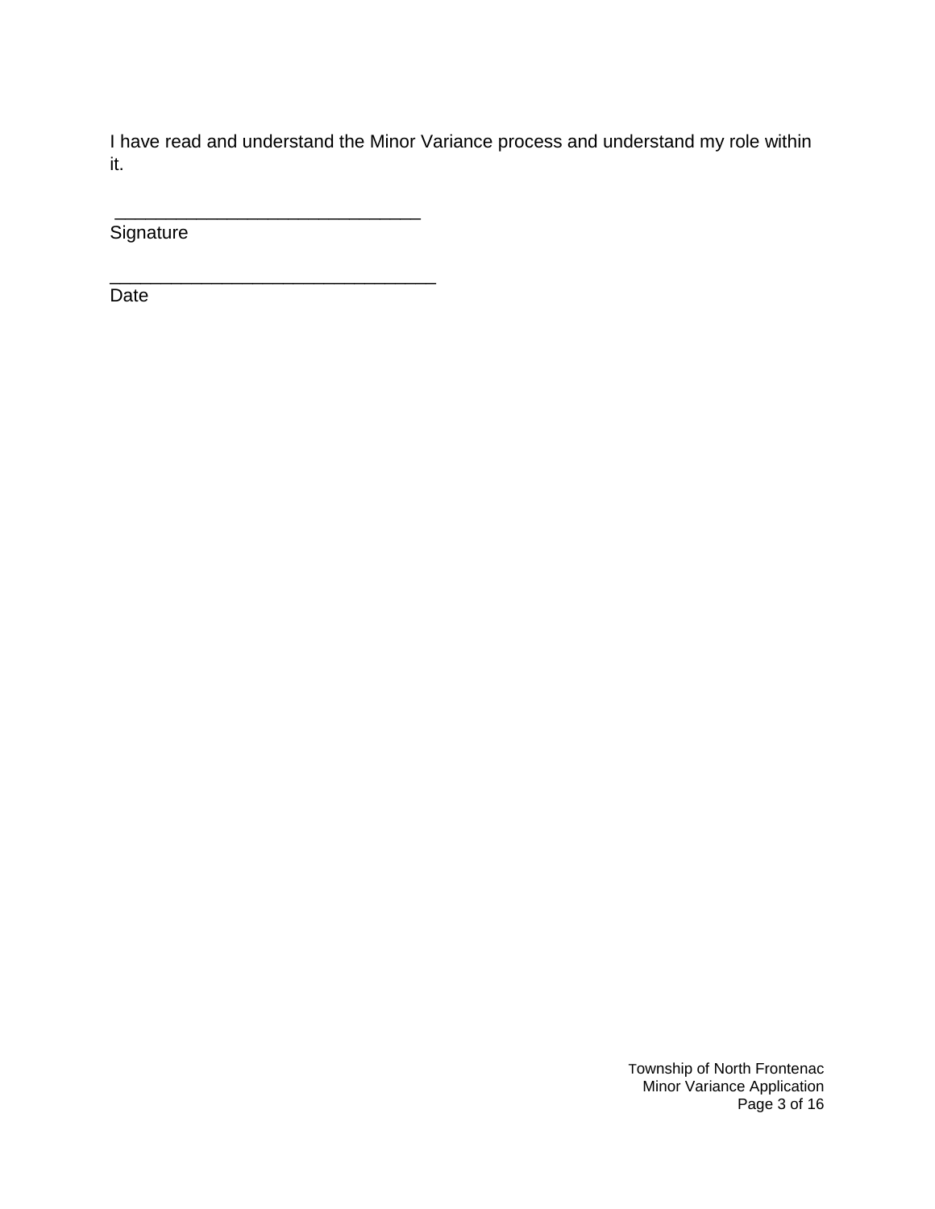I have read and understand the Minor Variance process and understand my role within it.

______________________________
Signature

________________________________
Date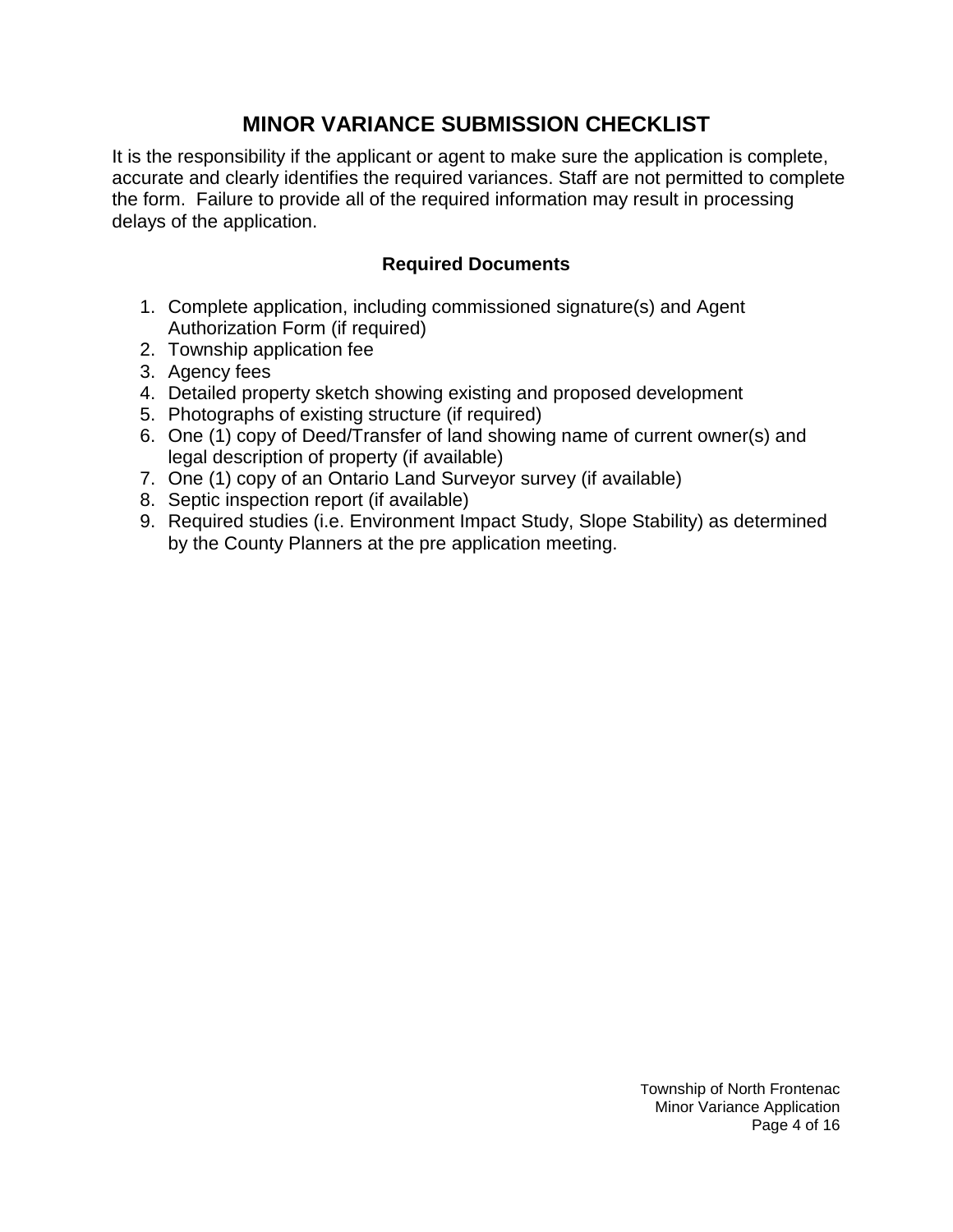# MINOR VARIANCE SUBMISSION CHECKLIST

It is the responsibility if the applicant or agent to make sure the application is complete, accurate and clearly identifies the required variances. Staff are not permitted to complete the form. Failure to provide all of the required information may result in processing delays of the application.

## Required Documents

1. Complete application, including commissioned signature(s) and Agent Authorization Form (if required)
2. Township application fee
3. Agency fees
4. Detailed property sketch showing existing and proposed development
5. Photographs of existing structure (if required)
6. One (1) copy of Deed/Transfer of land showing name of current owner(s) and legal description of property (if available)
7. One (1) copy of an Ontario Land Surveyor survey (if available)
8. Septic inspection report (if available)
9. Required studies (i.e. Environment Impact Study, Slope Stability) as determined by the County Planners at the pre application meeting.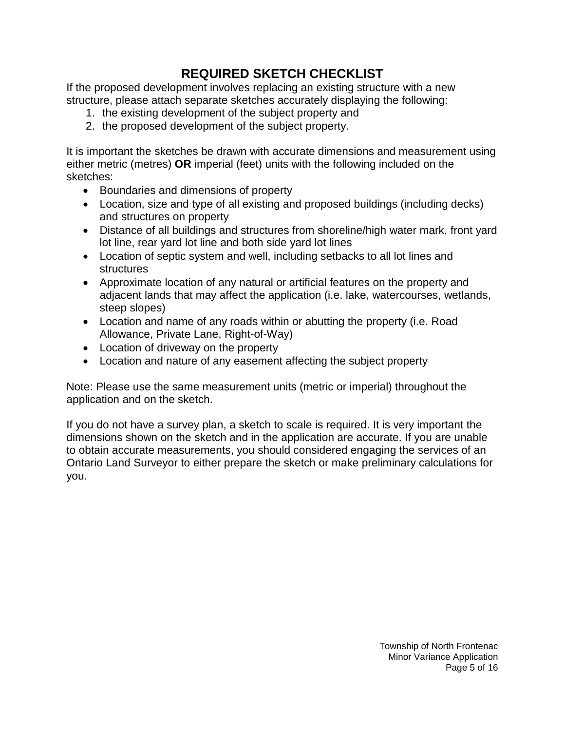# REQUIRED SKETCH CHECKLIST

If the proposed development involves replacing an existing structure with a new structure, please attach separate sketches accurately displaying the following:

1. the existing development of the subject property and
2. the proposed development of the subject property.

It is important the sketches be drawn with accurate dimensions and measurement using either metric (metres) **OR** imperial (feet) units with the following included on the sketches:

- Boundaries and dimensions of property
- Location, size and type of all existing and proposed buildings (including decks) and structures on property
- Distance of all buildings and structures from shoreline/high water mark, front yard lot line, rear yard lot line and both side yard lot lines
- Location of septic system and well, including setbacks to all lot lines and structures
- Approximate location of any natural or artificial features on the property and adjacent lands that may affect the application (i.e. lake, watercourses, wetlands, steep slopes)
- Location and name of any roads within or abutting the property (i.e. Road Allowance, Private Lane, Right-of-Way)
- Location of driveway on the property
- Location and nature of any easement affecting the subject property

Note: Please use the same measurement units (metric or imperial) throughout the application and on the sketch.

If you do not have a survey plan, a sketch to scale is required. It is very important the dimensions shown on the sketch and in the application are accurate. If you are unable to obtain accurate measurements, you should considered engaging the services of an Ontario Land Surveyor to either prepare the sketch or make preliminary calculations for you.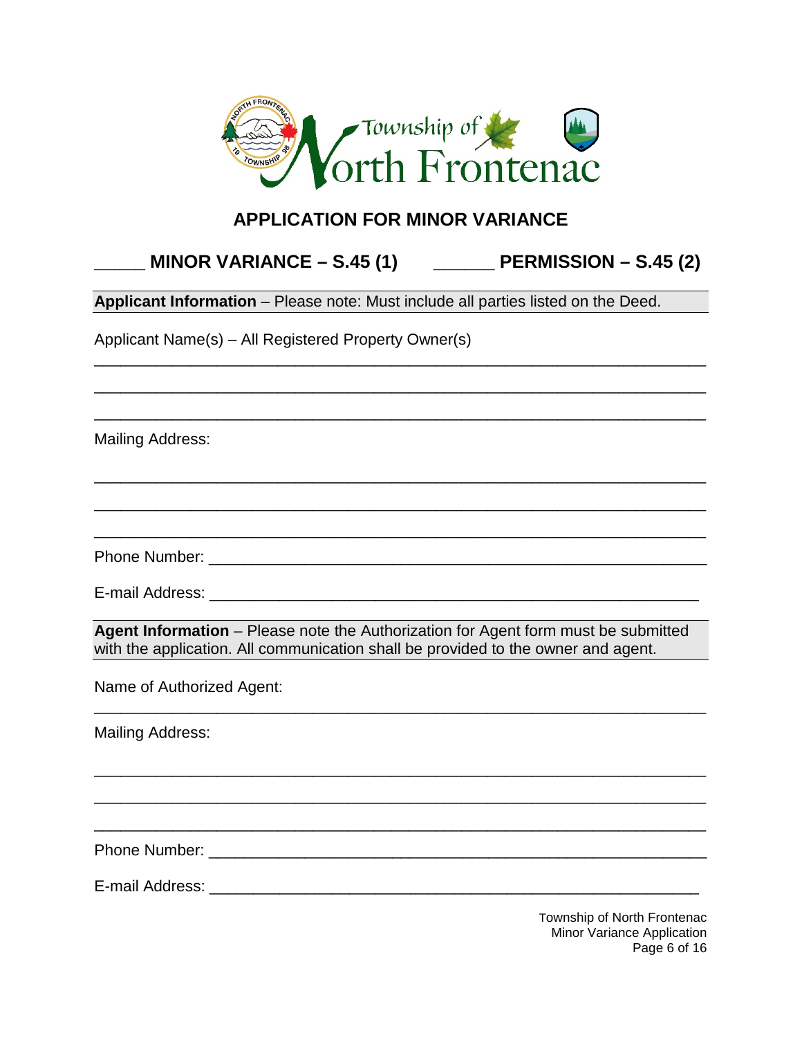Township of North Frontenac

## APPLICATION FOR MINOR VARIANCE

**_____ MINOR VARIANCE – S.45 (1)        ______ PERMISSION – S.45 (2)**

**Applicant Information** – Please note: Must include all parties listed on the Deed.

Applicant Name(s) – All Registered Property Owner(s)

___________________________________________________________________

___________________________________________________________________

___________________________________________________________________

Mailing Address:

___________________________________________________________________

___________________________________________________________________

___________________________________________________________________

Phone Number: ______________________________________________________

E-mail Address: _____________________________________________________

**Agent Information** – Please note the Authorization for Agent form must be submitted with the application. All communication shall be provided to the owner and agent.

Name of Authorized Agent:

___________________________________________________________________

Mailing Address:

___________________________________________________________________

___________________________________________________________________

___________________________________________________________________

Phone Number: ______________________________________________________

E-mail Address: _____________________________________________________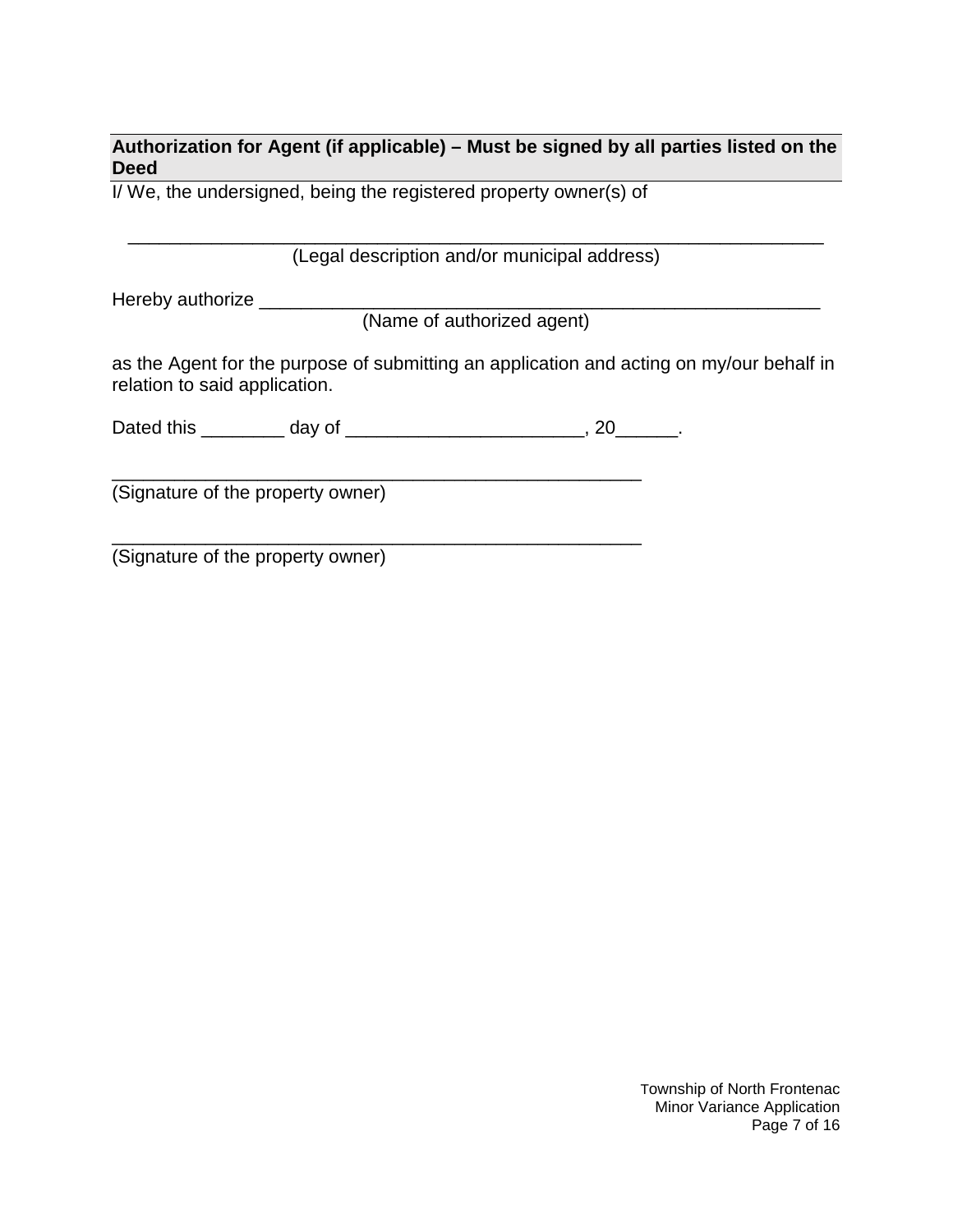**Authorization for Agent (if applicable) – Must be signed by all parties listed on the Deed**

I/ We, the undersigned, being the registered property owner(s) of

_________________________________________________________________
(Legal description and/or municipal address)

Hereby authorize ____________________________________________________
(Name of authorized agent)

as the Agent for the purpose of submitting an application and acting on my/our behalf in relation to said application.

Dated this ________ day of _______________________, 20______.

_____________________________________________________
(Signature of the property owner)

_____________________________________________________
(Signature of the property owner)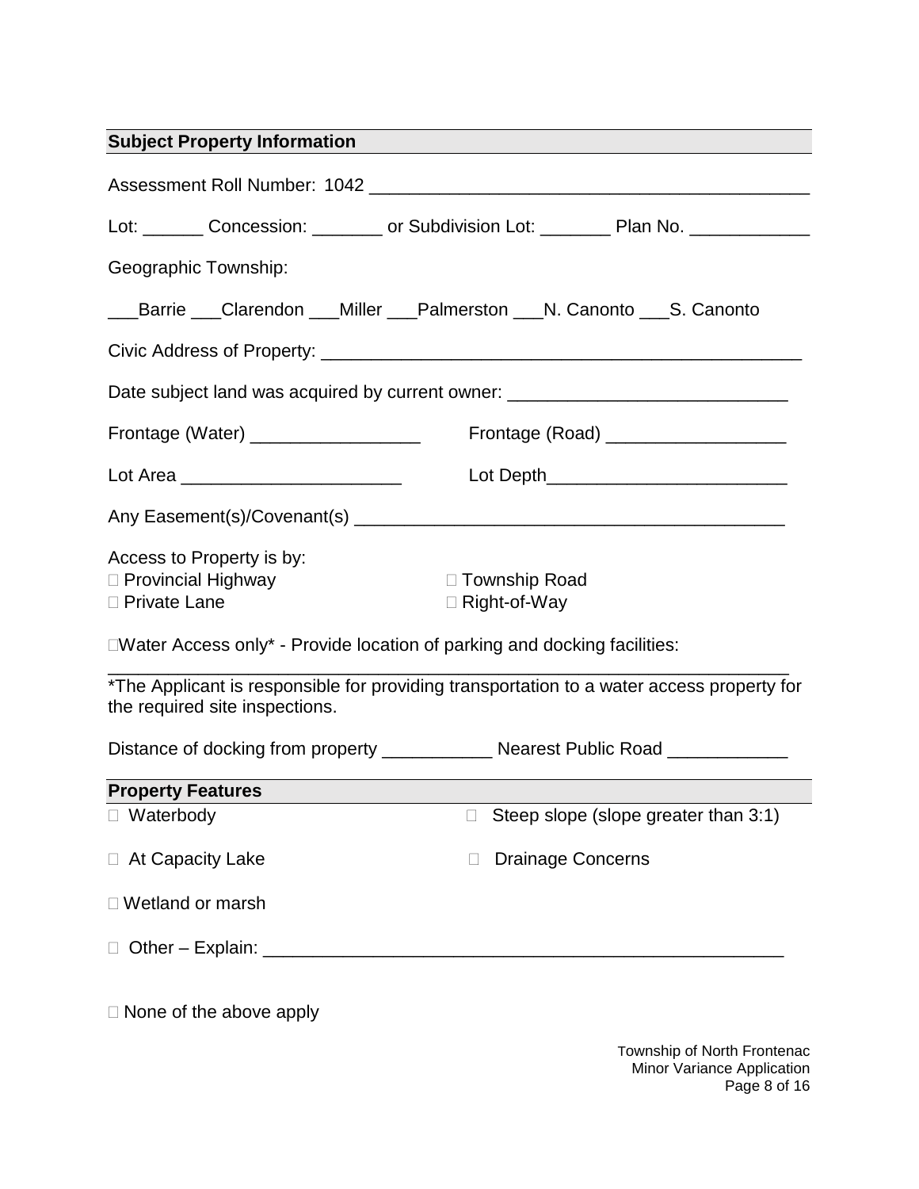## Subject Property Information

Assessment Roll Number: 1042 ____________________________________________

Lot: ______ Concession: _______ or Subdivision Lot: _______ Plan No. ____________

Geographic Township:

___Barrie ___Clarendon ___Miller ___Palmerston ___N. Canonto ___S. Canonto

Civic Address of Property: ______________________________________________

Date subject land was acquired by current owner: ___________________________

Frontage (Water) _________________ Frontage (Road) __________________

Lot Area ______________________ Lot Depth________________________

Any Easement(s)/Covenant(s) __________________________________________

Access to Property is by:

- ☐ Provincial Highway
- ☐ Township Road
- ☐ Private Lane
- ☐ Right-of-Way

☐Water Access only* - Provide location of parking and docking facilities:
_____________________________________________________________________

*The Applicant is responsible for providing transportation to a water access property for the required site inspections.

Distance of docking from property ___________ Nearest Public Road ____________

## Property Features

- ☐ Waterbody
- ☐ Steep slope (slope greater than 3:1)
- ☐ At Capacity Lake
- ☐ Drainage Concerns
- ☐ Wetland or marsh
- ☐ Other – Explain: ____________________________________________________

☐ None of the above apply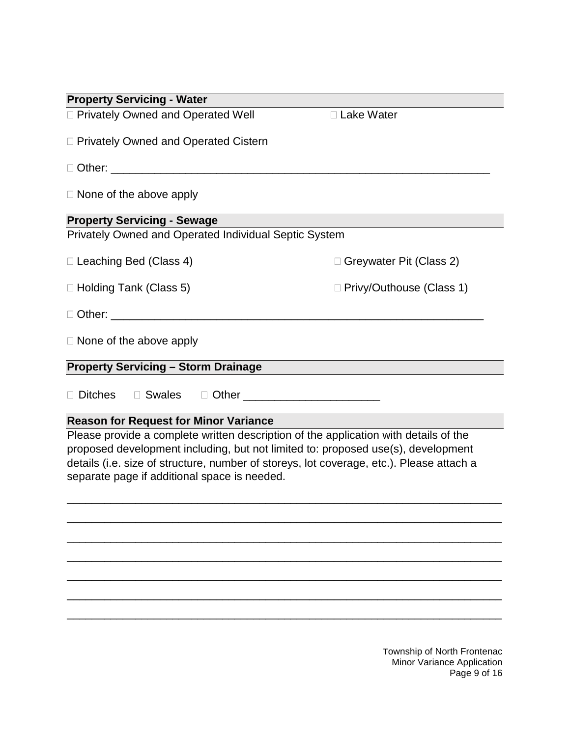**Property Servicing - Water**

□ Privately Owned and Operated Well    □ Lake Water

□ Privately Owned and Operated Cistern

□ Other: ______________________________________________________________

□ None of the above apply

**Property Servicing - Sewage**

Privately Owned and Operated Individual Septic System

□ Leaching Bed (Class 4)    □ Greywater Pit (Class 2)

□ Holding Tank (Class 5)    □ Privy/Outhouse (Class 1)

□ Other: _____________________________________________________________

□ None of the above apply

**Property Servicing – Storm Drainage**

□ Ditches  □ Swales  □ Other _____________________

**Reason for Request for Minor Variance**

Please provide a complete written description of the application with details of the proposed development including, but not limited to: proposed use(s), development details (i.e. size of structure, number of storeys, lot coverage, etc.). Please attach a separate page if additional space is needed.

_______________________________________________________________________

_______________________________________________________________________

_______________________________________________________________________

_______________________________________________________________________

_______________________________________________________________________

_______________________________________________________________________

_______________________________________________________________________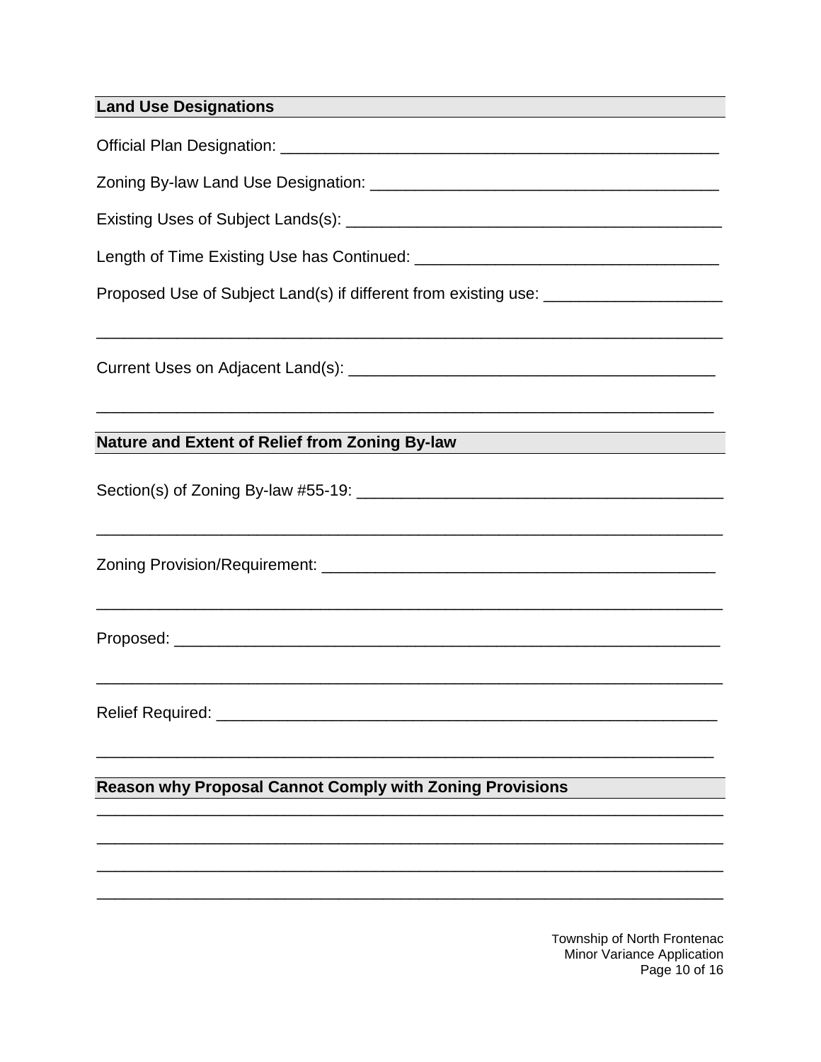## Land Use Designations

Official Plan Designation: ______________________________________________

Zoning By-law Land Use Designation: _____________________________________

Existing Uses of Subject Lands(s): ________________________________________

Length of Time Existing Use has Continued: _________________________________

Proposed Use of Subject Land(s) if different from existing use: ___________________

_______________________________________________________________________

Current Uses on Adjacent Land(s): _______________________________________

_______________________________________________________________________

## Nature and Extent of Relief from Zoning By-law

Section(s) of Zoning By-law #55-19: ______________________________________

_______________________________________________________________________

Zoning Provision/Requirement: __________________________________________

_______________________________________________________________________

Proposed: ______________________________________________________________

_______________________________________________________________________

Relief Required: _________________________________________________________

_______________________________________________________________________

## Reason why Proposal Cannot Comply with Zoning Provisions

_______________________________________________________________________

_______________________________________________________________________

_______________________________________________________________________

_______________________________________________________________________

Township of North Frontenac
Minor Variance Application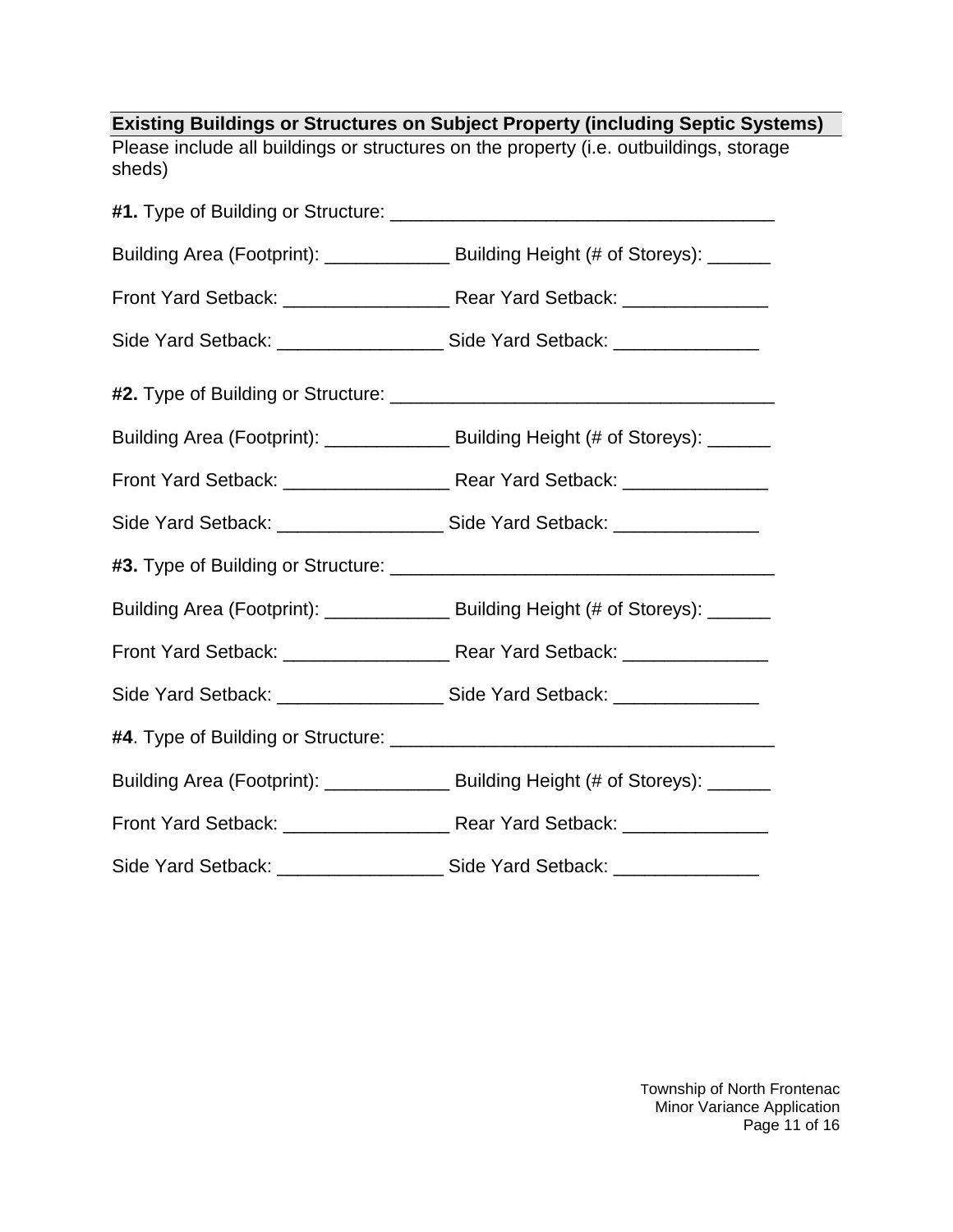**Existing Buildings or Structures on Subject Property (including Septic Systems)**

Please include all buildings or structures on the property (i.e. outbuildings, storage sheds)

**#1.** Type of Building or Structure: ____________________________________

Building Area (Footprint): ____________ Building Height (# of Storeys): ______

Front Yard Setback: ________________ Rear Yard Setback: ______________

Side Yard Setback: ________________ Side Yard Setback: ______________

**#2.** Type of Building or Structure: ____________________________________

Building Area (Footprint): ____________ Building Height (# of Storeys): ______

Front Yard Setback: ________________ Rear Yard Setback: ______________

Side Yard Setback: ________________ Side Yard Setback: ______________

**#3.** Type of Building or Structure: ____________________________________

Building Area (Footprint): ____________ Building Height (# of Storeys): ______

Front Yard Setback: ________________ Rear Yard Setback: ______________

Side Yard Setback: ________________ Side Yard Setback: ______________

**#4**. Type of Building or Structure: ____________________________________

Building Area (Footprint): ____________ Building Height (# of Storeys): ______

Front Yard Setback: ________________ Rear Yard Setback: ______________

Side Yard Setback: ________________ Side Yard Setback: ______________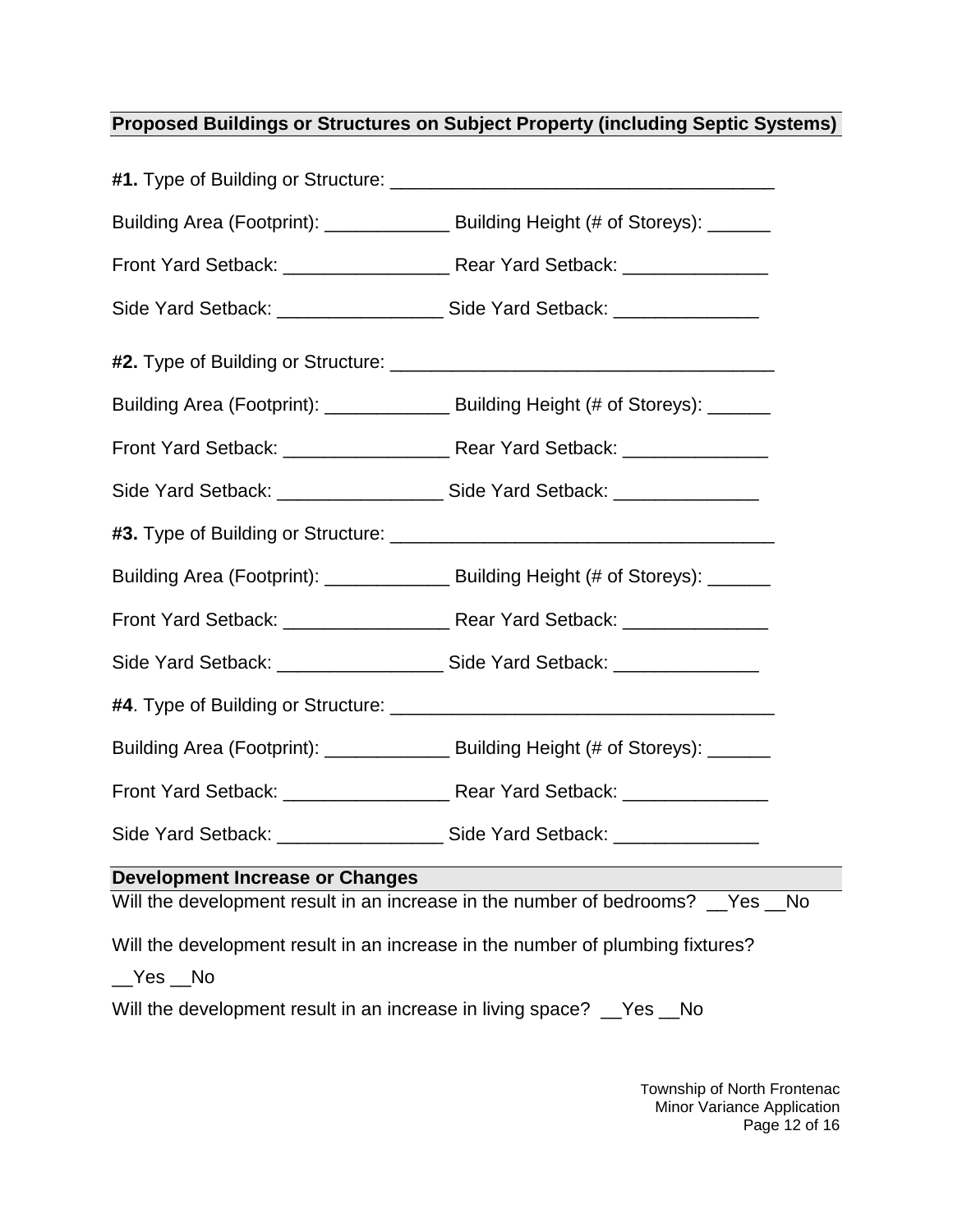## Proposed Buildings or Structures on Subject Property (including Septic Systems)

**#1.** Type of Building or Structure: ___________________________________

Building Area (Footprint): ____________ Building Height (# of Storeys): ______

Front Yard Setback: ________________ Rear Yard Setback: ______________

Side Yard Setback: ________________ Side Yard Setback: ______________

**#2.** Type of Building or Structure: ___________________________________

Building Area (Footprint): ____________ Building Height (# of Storeys): ______

Front Yard Setback: ________________ Rear Yard Setback: ______________

Side Yard Setback: ________________ Side Yard Setback: ______________

**#3.** Type of Building or Structure: ___________________________________

Building Area (Footprint): ____________ Building Height (# of Storeys): ______

Front Yard Setback: ________________ Rear Yard Setback: ______________

Side Yard Setback: ________________ Side Yard Setback: ______________

**#4**. Type of Building or Structure: ___________________________________

Building Area (Footprint): ____________ Building Height (# of Storeys): ______

Front Yard Setback: ________________ Rear Yard Setback: ______________

Side Yard Setback: ________________ Side Yard Setback: ______________

## Development Increase or Changes

Will the development result in an increase in the number of bedrooms? __Yes __No

Will the development result in an increase in the number of plumbing fixtures?

__Yes __No

Will the development result in an increase in living space? __Yes __No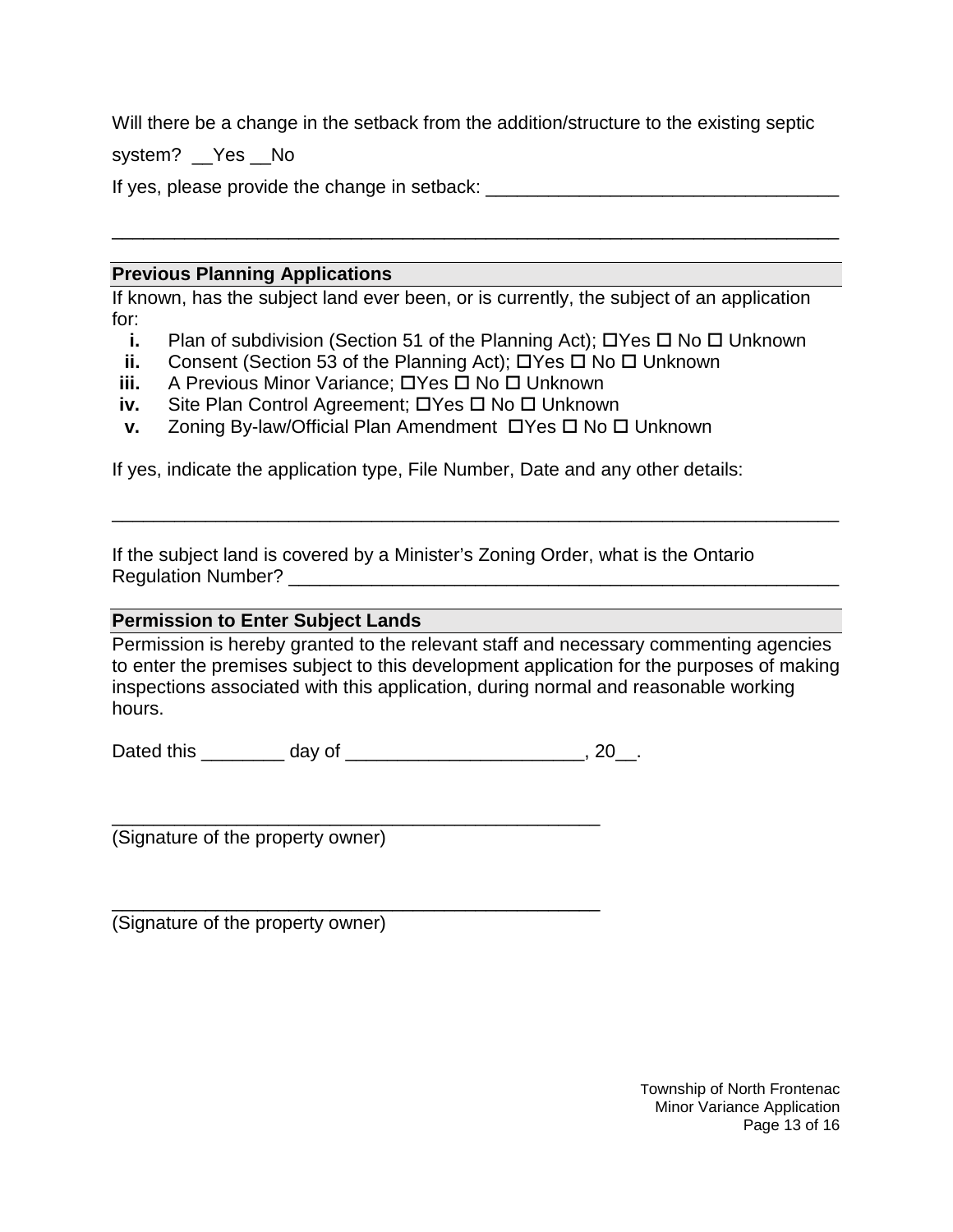Will there be a change in the setback from the addition/structure to the existing septic system? __Yes __No

If yes, please provide the change in setback: ___________________________________

_______________________________________________________________________

## Previous Planning Applications

If known, has the subject land ever been, or is currently, the subject of an application for:

- **i.** Plan of subdivision (Section 51 of the Planning Act); ☐Yes ☐ No ☐ Unknown
- **ii.** Consent (Section 53 of the Planning Act); ☐Yes ☐ No ☐ Unknown
- **iii.** A Previous Minor Variance; ☐Yes ☐ No ☐ Unknown
- **iv.** Site Plan Control Agreement; ☐Yes ☐ No ☐ Unknown
- **v.** Zoning By-law/Official Plan Amendment ☐Yes ☐ No ☐ Unknown

If yes, indicate the application type, File Number, Date and any other details:

_______________________________________________________________________

If the subject land is covered by a Minister's Zoning Order, what is the Ontario Regulation Number? _______________________________________________________

## Permission to Enter Subject Lands

Permission is hereby granted to the relevant staff and necessary commenting agencies to enter the premises subject to this development application for the purposes of making inspections associated with this application, during normal and reasonable working hours.

Dated this ________ day of _______________________, 20__.

_______________________________________________
(Signature of the property owner)

_______________________________________________
(Signature of the property owner)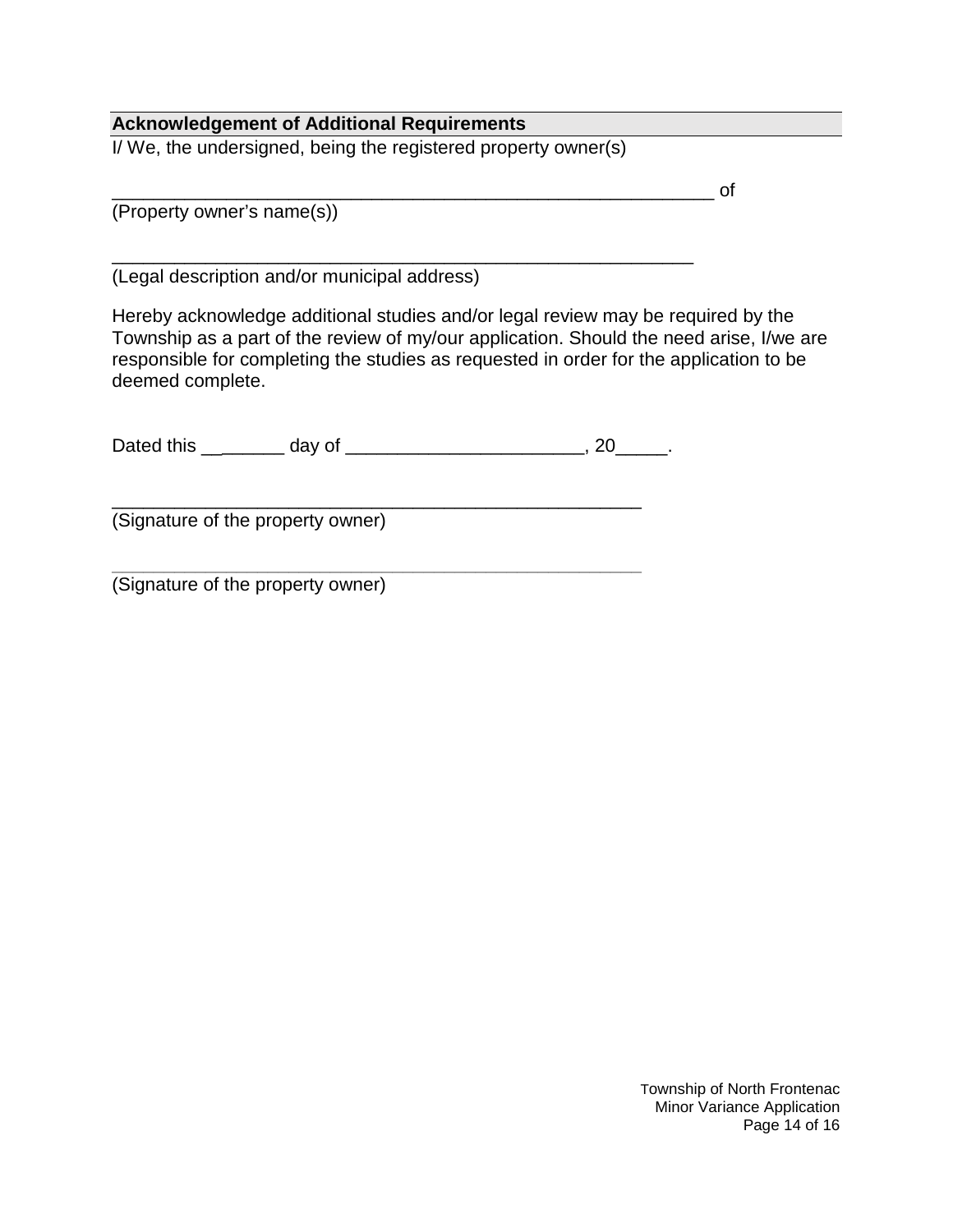## Acknowledgement of Additional Requirements

I/ We, the undersigned, being the registered property owner(s)

____________________________________________________________ of
(Property owner's name(s))

__________________________________________________________
(Legal description and/or municipal address)

Hereby acknowledge additional studies and/or legal review may be required by the Township as a part of the review of my/our application. Should the need arise, I/we are responsible for completing the studies as requested in order for the application to be deemed complete.

Dated this _________ day of _______________________, 20_____.

_____________________________________________________
(Signature of the property owner)

_____________________________________________________
(Signature of the property owner)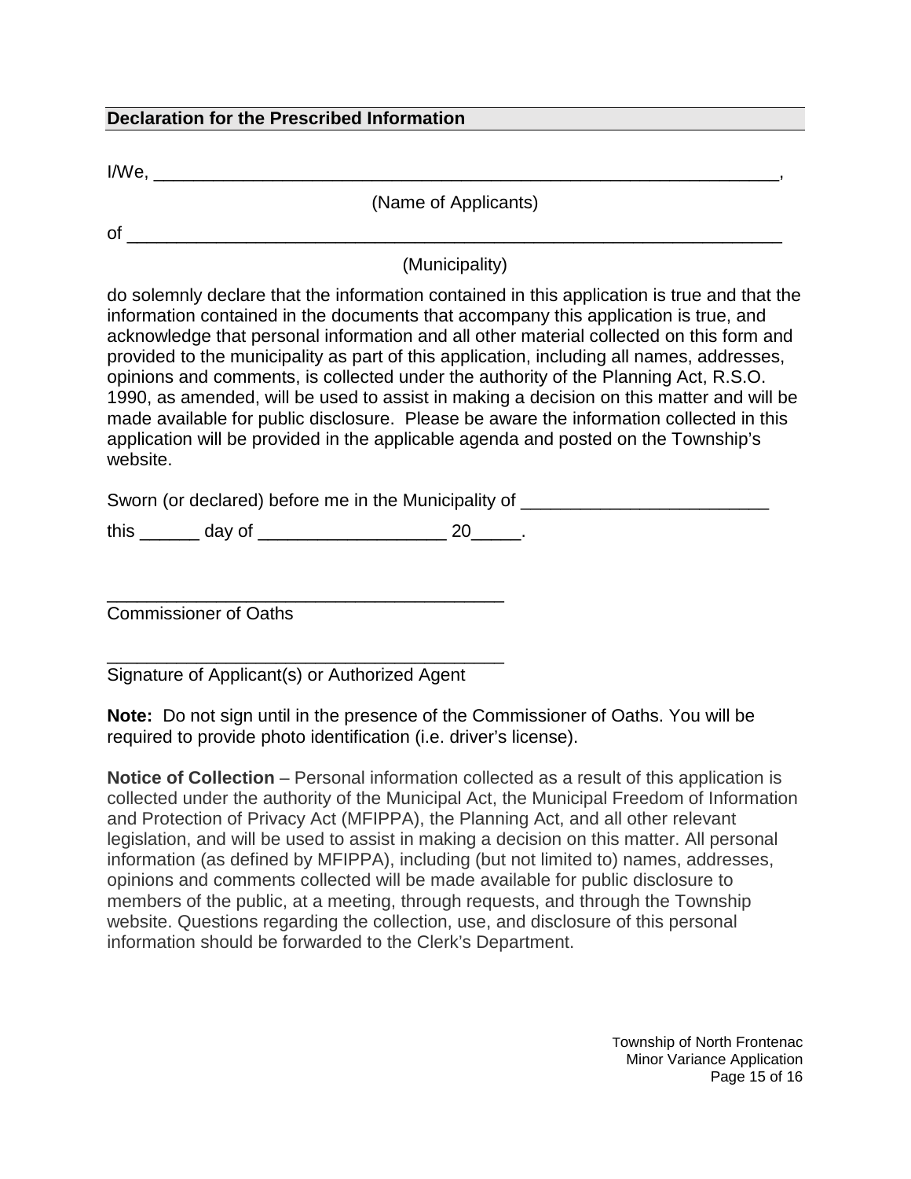## Declaration for the Prescribed Information

I/We, ______________________________________________________________,

(Name of Applicants)

of _________________________________________________________________

(Municipality)

do solemnly declare that the information contained in this application is true and that the information contained in the documents that accompany this application is true, and acknowledge that personal information and all other material collected on this form and provided to the municipality as part of this application, including all names, addresses, opinions and comments, is collected under the authority of the Planning Act, R.S.O. 1990, as amended, will be used to assist in making a decision on this matter and will be made available for public disclosure. Please be aware the information collected in this application will be provided in the applicable agenda and posted on the Township's website.

Sworn (or declared) before me in the Municipality of _________________________

this ______ day of ___________________ 20_____.

_________________________________________
Commissioner of Oaths

_________________________________________
Signature of Applicant(s) or Authorized Agent

**Note:** Do not sign until in the presence of the Commissioner of Oaths. You will be required to provide photo identification (i.e. driver's license).

**Notice of Collection** – Personal information collected as a result of this application is collected under the authority of the Municipal Act, the Municipal Freedom of Information and Protection of Privacy Act (MFIPPA), the Planning Act, and all other relevant legislation, and will be used to assist in making a decision on this matter. All personal information (as defined by MFIPPA), including (but not limited to) names, addresses, opinions and comments collected will be made available for public disclosure to members of the public, at a meeting, through requests, and through the Township website. Questions regarding the collection, use, and disclosure of this personal information should be forwarded to the Clerk's Department.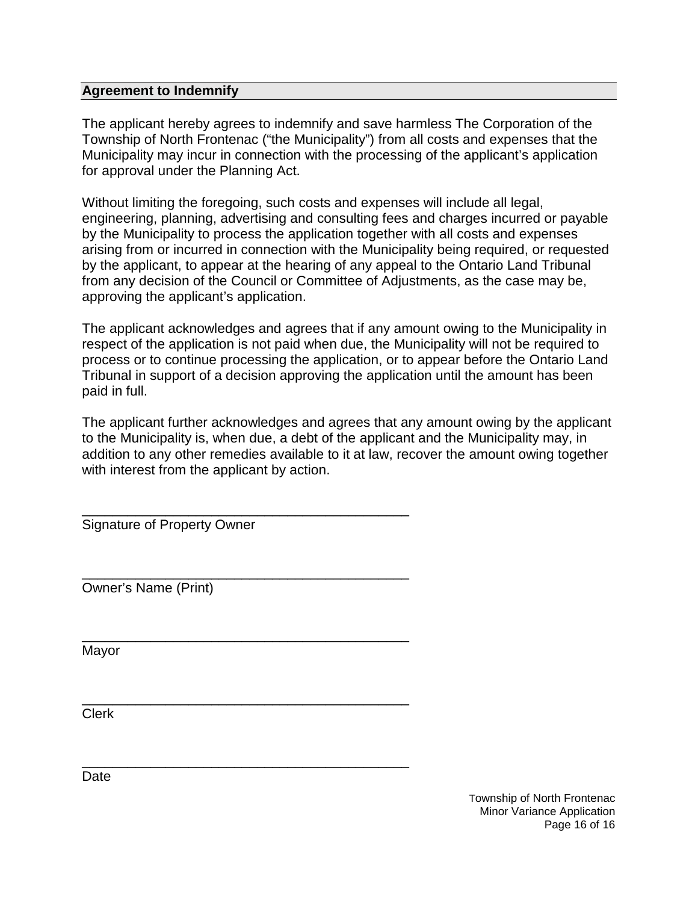## Agreement to Indemnify

The applicant hereby agrees to indemnify and save harmless The Corporation of the Township of North Frontenac ("the Municipality") from all costs and expenses that the Municipality may incur in connection with the processing of the applicant's application for approval under the Planning Act.

Without limiting the foregoing, such costs and expenses will include all legal, engineering, planning, advertising and consulting fees and charges incurred or payable by the Municipality to process the application together with all costs and expenses arising from or incurred in connection with the Municipality being required, or requested by the applicant, to appear at the hearing of any appeal to the Ontario Land Tribunal from any decision of the Council or Committee of Adjustments, as the case may be, approving the applicant's application.

The applicant acknowledges and agrees that if any amount owing to the Municipality in respect of the application is not paid when due, the Municipality will not be required to process or to continue processing the application, or to appear before the Ontario Land Tribunal in support of a decision approving the application until the amount has been paid in full.

The applicant further acknowledges and agrees that any amount owing by the applicant to the Municipality is, when due, a debt of the applicant and the Municipality may, in addition to any other remedies available to it at law, recover the amount owing together with interest from the applicant by action.

____________________________________________
Signature of Property Owner

____________________________________________
Owner's Name (Print)

____________________________________________
Mayor

____________________________________________
Clerk

____________________________________________
Date